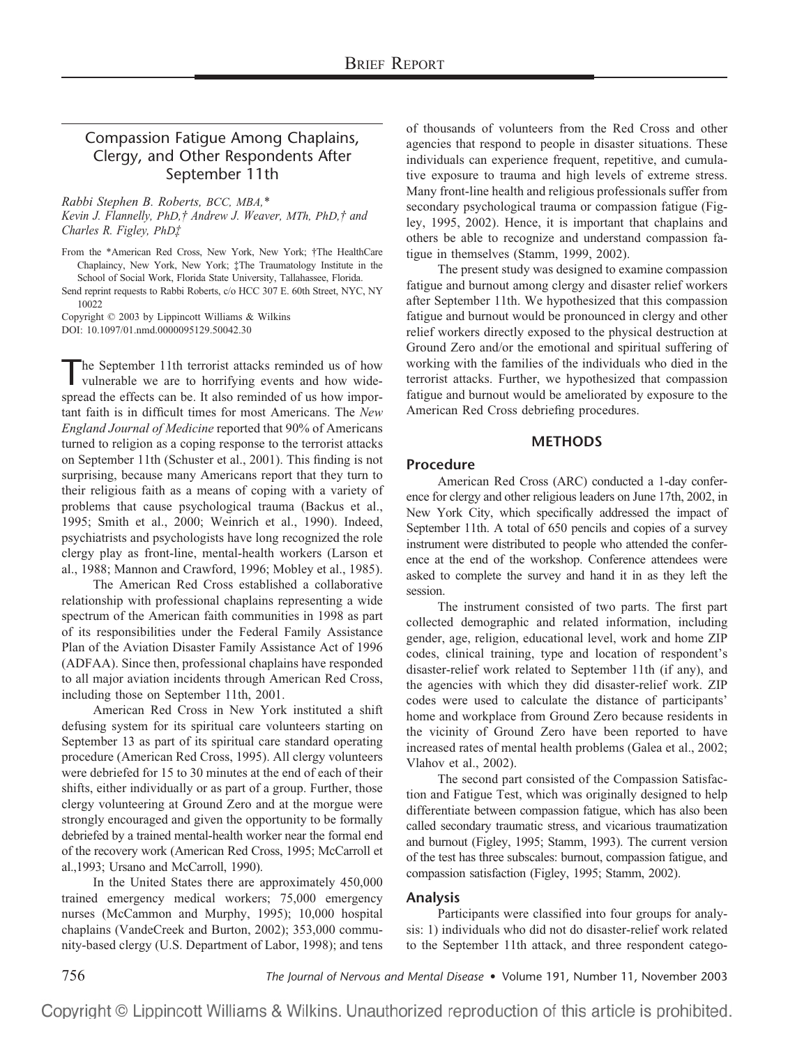BRIEF REPORT

# Compassion Fatigue Among Chaplains, Clergy, and Other Respondents After September 11th

*Rabbi Stephen B. Roberts, BCC, MBA,\**
*Kevin J. Flannelly, PhD,† Andrew J. Weaver, MTh, PhD,† and Charles R. Figley, PhD‡*

From the \*American Red Cross, New York, New York; †The HealthCare Chaplaincy, New York, New York; ‡The Traumatology Institute in the School of Social Work, Florida State University, Tallahassee, Florida.

Send reprint requests to Rabbi Roberts, c/o HCC 307 E. 60th Street, NYC, NY 10022

Copyright © 2003 by Lippincott Williams & Wilkins

DOI: 10.1097/01.nmd.0000095129.50042.30

The September 11th terrorist attacks reminded us of how vulnerable we are to horrifying events and how widespread the effects can be. It also reminded of us how important faith is in difficult times for most Americans. The *New England Journal of Medicine* reported that 90% of Americans turned to religion as a coping response to the terrorist attacks on September 11th (Schuster et al., 2001). This finding is not surprising, because many Americans report that they turn to their religious faith as a means of coping with a variety of problems that cause psychological trauma (Backus et al., 1995; Smith et al., 2000; Weinrich et al., 1990). Indeed, psychiatrists and psychologists have long recognized the role clergy play as front-line, mental-health workers (Larson et al., 1988; Mannon and Crawford, 1996; Mobley et al., 1985).

The American Red Cross established a collaborative relationship with professional chaplains representing a wide spectrum of the American faith communities in 1998 as part of its responsibilities under the Federal Family Assistance Plan of the Aviation Disaster Family Assistance Act of 1996 (ADFAA). Since then, professional chaplains have responded to all major aviation incidents through American Red Cross, including those on September 11th, 2001.

American Red Cross in New York instituted a shift defusing system for its spiritual care volunteers starting on September 13 as part of its spiritual care standard operating procedure (American Red Cross, 1995). All clergy volunteers were debriefed for 15 to 30 minutes at the end of each of their shifts, either individually or as part of a group. Further, those clergy volunteering at Ground Zero and at the morgue were strongly encouraged and given the opportunity to be formally debriefed by a trained mental-health worker near the formal end of the recovery work (American Red Cross, 1995; McCarroll et al.,1993; Ursano and McCarroll, 1990).

In the United States there are approximately 450,000 trained emergency medical workers; 75,000 emergency nurses (McCammon and Murphy, 1995); 10,000 hospital chaplains (VandeCreek and Burton, 2002); 353,000 community-based clergy (U.S. Department of Labor, 1998); and tens of thousands of volunteers from the Red Cross and other agencies that respond to people in disaster situations. These individuals can experience frequent, repetitive, and cumulative exposure to trauma and high levels of extreme stress. Many front-line health and religious professionals suffer from secondary psychological trauma or compassion fatigue (Figley, 1995, 2002). Hence, it is important that chaplains and others be able to recognize and understand compassion fatigue in themselves (Stamm, 1999, 2002).

The present study was designed to examine compassion fatigue and burnout among clergy and disaster relief workers after September 11th. We hypothesized that this compassion fatigue and burnout would be pronounced in clergy and other relief workers directly exposed to the physical destruction at Ground Zero and/or the emotional and spiritual suffering of working with the families of the individuals who died in the terrorist attacks. Further, we hypothesized that compassion fatigue and burnout would be ameliorated by exposure to the American Red Cross debriefing procedures.

## METHODS

### Procedure

American Red Cross (ARC) conducted a 1-day conference for clergy and other religious leaders on June 17th, 2002, in New York City, which specifically addressed the impact of September 11th. A total of 650 pencils and copies of a survey instrument were distributed to people who attended the conference at the end of the workshop. Conference attendees were asked to complete the survey and hand it in as they left the session.

The instrument consisted of two parts. The first part collected demographic and related information, including gender, age, religion, educational level, work and home ZIP codes, clinical training, type and location of respondent's disaster-relief work related to September 11th (if any), and the agencies with which they did disaster-relief work. ZIP codes were used to calculate the distance of participants' home and workplace from Ground Zero because residents in the vicinity of Ground Zero have been reported to have increased rates of mental health problems (Galea et al., 2002; Vlahov et al., 2002).

The second part consisted of the Compassion Satisfaction and Fatigue Test, which was originally designed to help differentiate between compassion fatigue, which has also been called secondary traumatic stress, and vicarious traumatization and burnout (Figley, 1995; Stamm, 1993). The current version of the test has three subscales: burnout, compassion fatigue, and compassion satisfaction (Figley, 1995; Stamm, 2002).

### Analysis

Participants were classified into four groups for analysis: 1) individuals who did not do disaster-relief work related to the September 11th attack, and three respondent catego-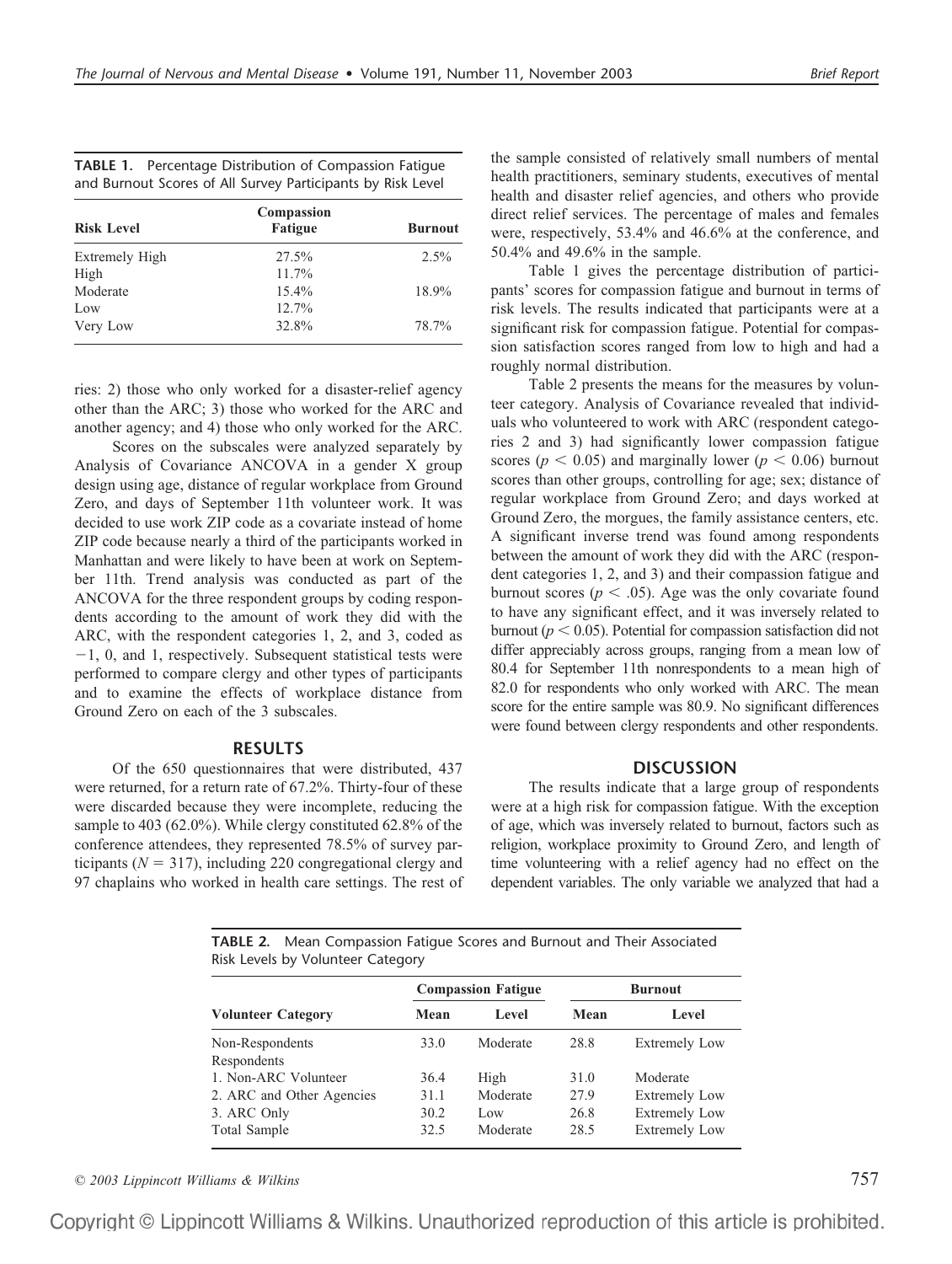**TABLE 1.** Percentage Distribution of Compassion Fatigue and Burnout Scores of All Survey Participants by Risk Level

| Risk Level | Compassion Fatigue | Burnout |
|---|---|---|
| Extremely High | 27.5% | 2.5% |
| High | 11.7% | |
| Moderate | 15.4% | 18.9% |
| Low | 12.7% | |
| Very Low | 32.8% | 78.7% |

ries: 2) those who only worked for a disaster-relief agency other than the ARC; 3) those who worked for the ARC and another agency; and 4) those who only worked for the ARC.

Scores on the subscales were analyzed separately by Analysis of Covariance ANCOVA in a gender X group design using age, distance of regular workplace from Ground Zero, and days of September 11th volunteer work. It was decided to use work ZIP code as a covariate instead of home ZIP code because nearly a third of the participants worked in Manhattan and were likely to have been at work on September 11th. Trend analysis was conducted as part of the ANCOVA for the three respondent groups by coding respondents according to the amount of work they did with the ARC, with the respondent categories 1, 2, and 3, coded as −1, 0, and 1, respectively. Subsequent statistical tests were performed to compare clergy and other types of participants and to examine the effects of workplace distance from Ground Zero on each of the 3 subscales.

## RESULTS

Of the 650 questionnaires that were distributed, 437 were returned, for a return rate of 67.2%. Thirty-four of these were discarded because they were incomplete, reducing the sample to 403 (62.0%). While clergy constituted 62.8% of the conference attendees, they represented 78.5% of survey participants ($N = 317$), including 220 congregational clergy and 97 chaplains who worked in health care settings. The rest of the sample consisted of relatively small numbers of mental health practitioners, seminary students, executives of mental health and disaster relief agencies, and others who provide direct relief services. The percentage of males and females were, respectively, 53.4% and 46.6% at the conference, and 50.4% and 49.6% in the sample.

Table 1 gives the percentage distribution of participants' scores for compassion fatigue and burnout in terms of risk levels. The results indicated that participants were at a significant risk for compassion fatigue. Potential for compassion satisfaction scores ranged from low to high and had a roughly normal distribution.

Table 2 presents the means for the measures by volunteer category. Analysis of Covariance revealed that individuals who volunteered to work with ARC (respondent categories 2 and 3) had significantly lower compassion fatigue scores ($p < 0.05$) and marginally lower ($p < 0.06$) burnout scores than other groups, controlling for age; sex; distance of regular workplace from Ground Zero; and days worked at Ground Zero, the morgues, the family assistance centers, etc. A significant inverse trend was found among respondents between the amount of work they did with the ARC (respondent categories 1, 2, and 3) and their compassion fatigue and burnout scores ($p < .05$). Age was the only covariate found to have any significant effect, and it was inversely related to burnout ($p < 0.05$). Potential for compassion satisfaction did not differ appreciably across groups, ranging from a mean low of 80.4 for September 11th nonrespondents to a mean high of 82.0 for respondents who only worked with ARC. The mean score for the entire sample was 80.9. No significant differences were found between clergy respondents and other respondents.

## DISCUSSION

The results indicate that a large group of respondents were at a high risk for compassion fatigue. With the exception of age, which was inversely related to burnout, factors such as religion, workplace proximity to Ground Zero, and length of time volunteering with a relief agency had no effect on the dependent variables. The only variable we analyzed that had a

**TABLE 2.** Mean Compassion Fatigue Scores and Burnout and Their Associated Risk Levels by Volunteer Category

| Volunteer Category | Compassion Fatigue | | Burnout | |
|---|---|---|---|---|
| | Mean | Level | Mean | Level |
| Non-Respondents | 33.0 | Moderate | 28.8 | Extremely Low |
| Respondents | | | | |
| 1. Non-ARC Volunteer | 36.4 | High | 31.0 | Moderate |
| 2. ARC and Other Agencies | 31.1 | Moderate | 27.9 | Extremely Low |
| 3. ARC Only | 30.2 | Low | 26.8 | Extremely Low |
| Total Sample | 32.5 | Moderate | 28.5 | Extremely Low |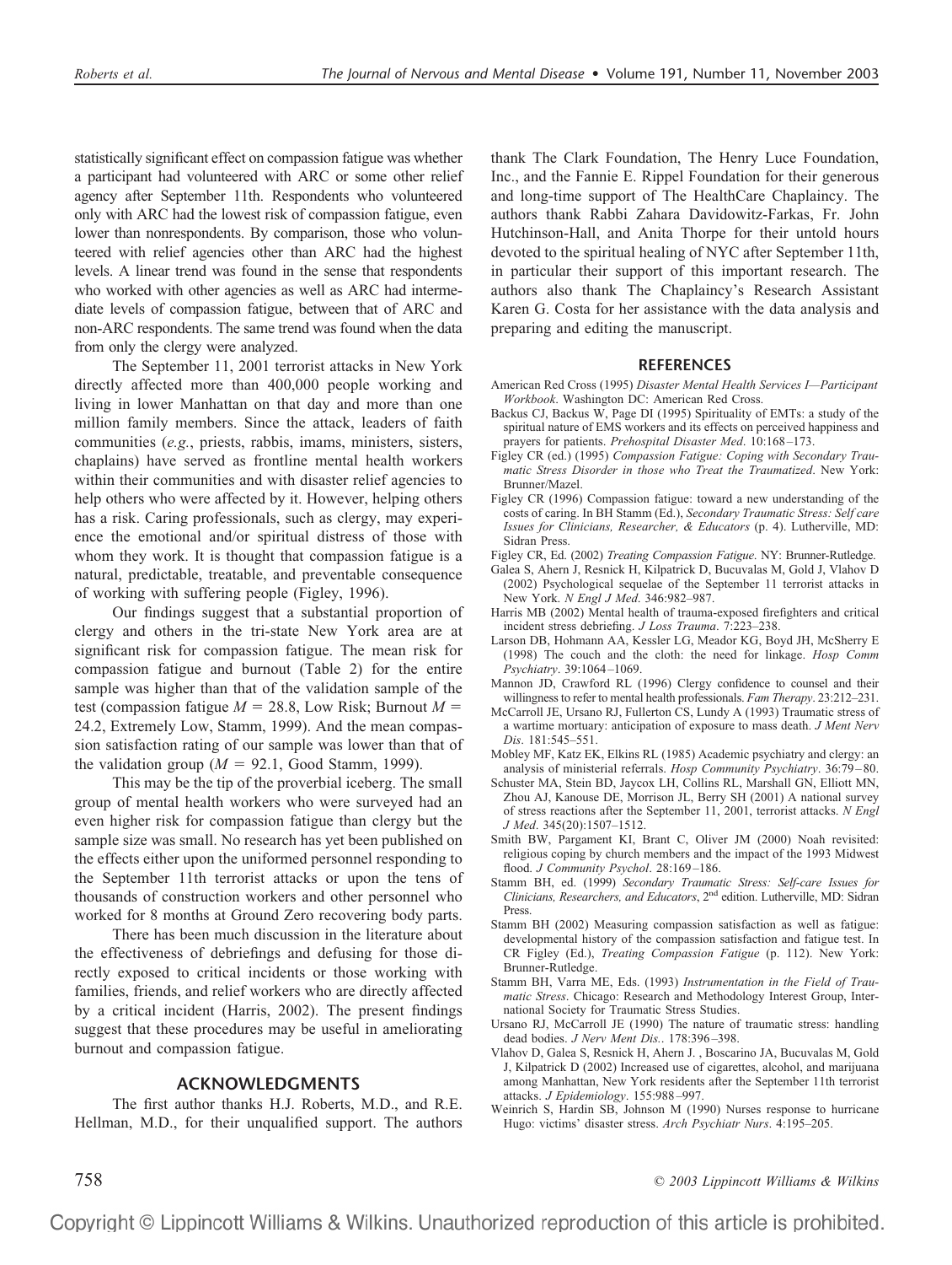statistically significant effect on compassion fatigue was whether a participant had volunteered with ARC or some other relief agency after September 11th. Respondents who volunteered only with ARC had the lowest risk of compassion fatigue, even lower than nonrespondents. By comparison, those who volunteered with relief agencies other than ARC had the highest levels. A linear trend was found in the sense that respondents who worked with other agencies as well as ARC had intermediate levels of compassion fatigue, between that of ARC and non-ARC respondents. The same trend was found when the data from only the clergy were analyzed.

The September 11, 2001 terrorist attacks in New York directly affected more than 400,000 people working and living in lower Manhattan on that day and more than one million family members. Since the attack, leaders of faith communities (*e.g.*, priests, rabbis, imams, ministers, sisters, chaplains) have served as frontline mental health workers within their communities and with disaster relief agencies to help others who were affected by it. However, helping others has a risk. Caring professionals, such as clergy, may experience the emotional and/or spiritual distress of those with whom they work. It is thought that compassion fatigue is a natural, predictable, treatable, and preventable consequence of working with suffering people (Figley, 1996).

Our findings suggest that a substantial proportion of clergy and others in the tri-state New York area are at significant risk for compassion fatigue. The mean risk for compassion fatigue and burnout (Table 2) for the entire sample was higher than that of the validation sample of the test (compassion fatigue $M = 28.8$, Low Risk; Burnout $M = 24.2$, Extremely Low, Stamm, 1999). And the mean compassion satisfaction rating of our sample was lower than that of the validation group ($M = 92.1$, Good Stamm, 1999).

This may be the tip of the proverbial iceberg. The small group of mental health workers who were surveyed had an even higher risk for compassion fatigue than clergy but the sample size was small. No research has yet been published on the effects either upon the uniformed personnel responding to the September 11th terrorist attacks or upon the tens of thousands of construction workers and other personnel who worked for 8 months at Ground Zero recovering body parts.

There has been much discussion in the literature about the effectiveness of debriefings and defusing for those directly exposed to critical incidents or those working with families, friends, and relief workers who are directly affected by a critical incident (Harris, 2002). The present findings suggest that these procedures may be useful in ameliorating burnout and compassion fatigue.

## ACKNOWLEDGMENTS

The first author thanks H.J. Roberts, M.D., and R.E. Hellman, M.D., for their unqualified support. The authors thank The Clark Foundation, The Henry Luce Foundation, Inc., and the Fannie E. Rippel Foundation for their generous and long-time support of The HealthCare Chaplaincy. The authors thank Rabbi Zahara Davidowitz-Farkas, Fr. John Hutchinson-Hall, and Anita Thorpe for their untold hours devoted to the spiritual healing of NYC after September 11th, in particular their support of this important research. The authors also thank The Chaplaincy's Research Assistant Karen G. Costa for her assistance with the data analysis and preparing and editing the manuscript.

## REFERENCES

American Red Cross (1995) *Disaster Mental Health Services I—Participant Workbook*. Washington DC: American Red Cross.

Backus CJ, Backus W, Page DI (1995) Spirituality of EMTs: a study of the spiritual nature of EMS workers and its effects on perceived happiness and prayers for patients. *Prehospital Disaster Med*. 10:168–173.

Figley CR (ed.) (1995) *Compassion Fatigue: Coping with Secondary Traumatic Stress Disorder in those who Treat the Traumatized*. New York: Brunner/Mazel.

Figley CR (1996) Compassion fatigue: toward a new understanding of the costs of caring. In BH Stamm (Ed.), *Secondary Traumatic Stress: Self care Issues for Clinicians, Researcher, & Educators* (p. 4). Lutherville, MD: Sidran Press.

Figley CR, Ed. (2002) *Treating Compassion Fatigue*. NY: Brunner-Rutledge.

Galea S, Ahern J, Resnick H, Kilpatrick D, Bucuvalas M, Gold J, Vlahov D (2002) Psychological sequelae of the September 11 terrorist attacks in New York. *N Engl J Med*. 346:982–987.

Harris MB (2002) Mental health of trauma-exposed firefighters and critical incident stress debriefing. *J Loss Trauma*. 7:223–238.

Larson DB, Hohmann AA, Kessler LG, Meador KG, Boyd JH, McSherry E (1998) The couch and the cloth: the need for linkage. *Hosp Comm Psychiatry*. 39:1064–1069.

Mannon JD, Crawford RL (1996) Clergy confidence to counsel and their willingness to refer to mental health professionals. *Fam Therapy*. 23:212–231.

McCarroll JE, Ursano RJ, Fullerton CS, Lundy A (1993) Traumatic stress of a wartime mortuary: anticipation of exposure to mass death. *J Ment Nerv Dis*. 181:545–551.

Mobley MF, Katz EK, Elkins RL (1985) Academic psychiatry and clergy: an analysis of ministerial referrals. *Hosp Community Psychiatry*. 36:79–80.

Schuster MA, Stein BD, Jaycox LH, Collins RL, Marshall GN, Elliott MN, Zhou AJ, Kanouse DE, Morrison JL, Berry SH (2001) A national survey of stress reactions after the September 11, 2001, terrorist attacks. *N Engl J Med*. 345(20):1507–1512.

Smith BW, Pargament KI, Brant C, Oliver JM (2000) Noah revisited: religious coping by church members and the impact of the 1993 Midwest flood. *J Community Psychol*. 28:169–186.

Stamm BH, ed. (1999) *Secondary Traumatic Stress: Self-care Issues for Clinicians, Researchers, and Educators*, 2nd edition. Lutherville, MD: Sidran Press.

Stamm BH (2002) Measuring compassion satisfaction as well as fatigue: developmental history of the compassion satisfaction and fatigue test. In CR Figley (Ed.), *Treating Compassion Fatigue* (p. 112). New York: Brunner-Rutledge.

Stamm BH, Varra ME, Eds. (1993) *Instrumentation in the Field of Traumatic Stress*. Chicago: Research and Methodology Interest Group, International Society for Traumatic Stress Studies.

Ursano RJ, McCarroll JE (1990) The nature of traumatic stress: handling dead bodies. *J Nerv Ment Dis.*. 178:396–398.

Vlahov D, Galea S, Resnick H, Ahern J. , Boscarino JA, Bucuvalas M, Gold J, Kilpatrick D (2002) Increased use of cigarettes, alcohol, and marijuana among Manhattan, New York residents after the September 11th terrorist attacks. *J Epidemiology*. 155:988–997.

Weinrich S, Hardin SB, Johnson M (1990) Nurses response to hurricane Hugo: victims' disaster stress. *Arch Psychiatr Nurs*. 4:195–205.